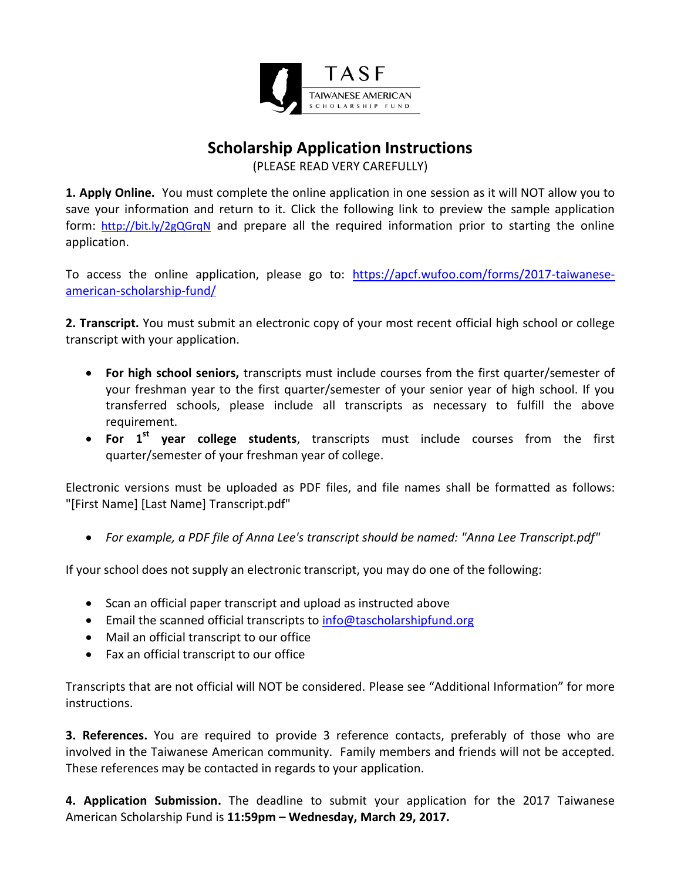TASF

TAIWANESE AMERICAN SCHOLARSHIP FUND

# Scholarship Application Instructions

(PLEASE READ VERY CAREFULLY)

**1. Apply Online.** You must complete the online application in one session as it will NOT allow you to save your information and return to it. Click the following link to preview the sample application form: http://bit.ly/2gQGrqN and prepare all the required information prior to starting the online application.

To access the online application, please go to: https://apcf.wufoo.com/forms/2017-taiwanese-american-scholarship-fund/

**2. Transcript.** You must submit an electronic copy of your most recent official high school or college transcript with your application.

- **For high school seniors,** transcripts must include courses from the first quarter/semester of your freshman year to the first quarter/semester of your senior year of high school. If you transferred schools, please include all transcripts as necessary to fulfill the above requirement.
- **For 1st year college students**, transcripts must include courses from the first quarter/semester of your freshman year of college.

Electronic versions must be uploaded as PDF files, and file names shall be formatted as follows: "[First Name] [Last Name] Transcript.pdf"

- *For example, a PDF file of Anna Lee's transcript should be named: "Anna Lee Transcript.pdf"*

If your school does not supply an electronic transcript, you may do one of the following:

- Scan an official paper transcript and upload as instructed above
- Email the scanned official transcripts to info@tascholarshipfund.org
- Mail an official transcript to our office
- Fax an official transcript to our office

Transcripts that are not official will NOT be considered. Please see "Additional Information" for more instructions.

**3. References.** You are required to provide 3 reference contacts, preferably of those who are involved in the Taiwanese American community. Family members and friends will not be accepted. These references may be contacted in regards to your application.

**4. Application Submission.** The deadline to submit your application for the 2017 Taiwanese American Scholarship Fund is **11:59pm – Wednesday, March 29, 2017.**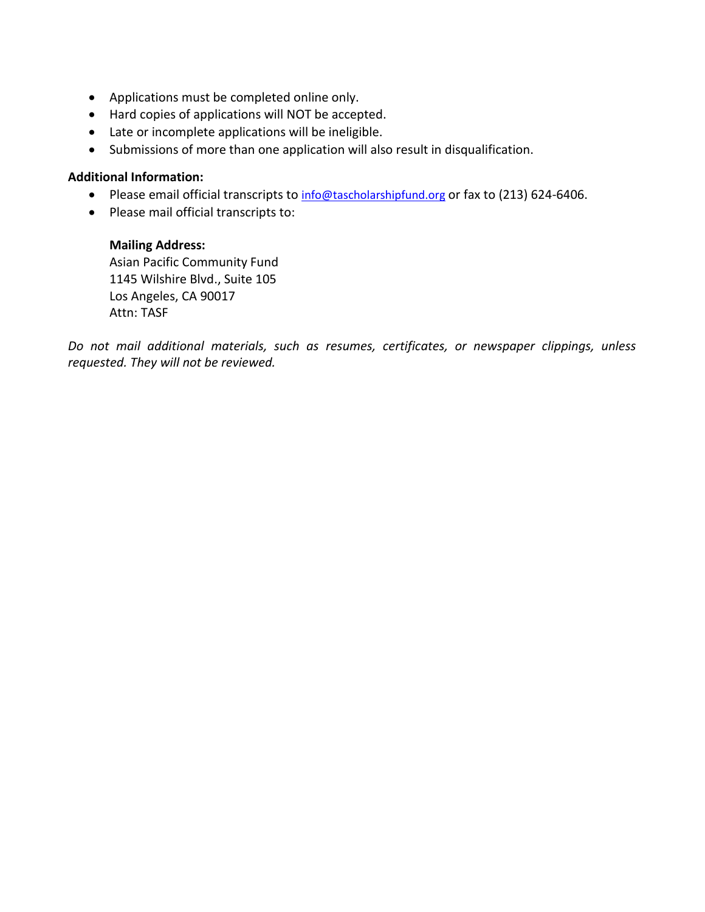- Applications must be completed online only.
- Hard copies of applications will NOT be accepted.
- Late or incomplete applications will be ineligible.
- Submissions of more than one application will also result in disqualification.

**Additional Information:**

- Please email official transcripts to info@tascholarshipfund.org or fax to (213) 624-6406.
- Please mail official transcripts to:

  **Mailing Address:**  
  Asian Pacific Community Fund  
  1145 Wilshire Blvd., Suite 105  
  Los Angeles, CA 90017  
  Attn: TASF

*Do not mail additional materials, such as resumes, certificates, or newspaper clippings, unless requested. They will not be reviewed.*